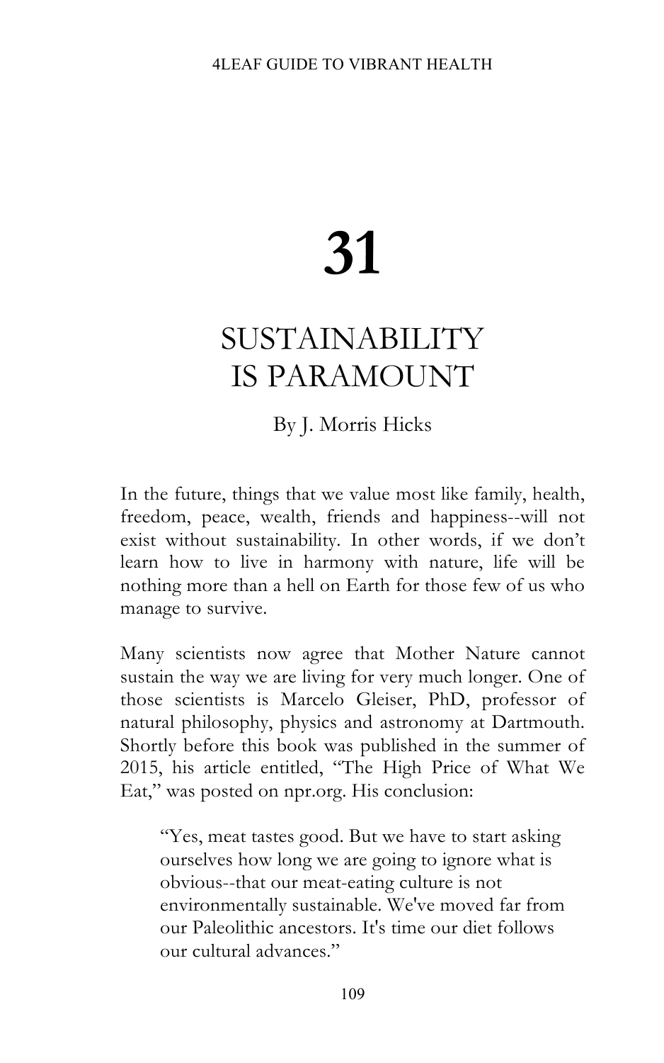# 31

## SUSTAINABILITY IS PARAMOUNT

By J. Morris Hicks

In the future, things that we value most like family, health, freedom, peace, wealth, friends and happiness--will not exist without sustainability. In other words, if we don't learn how to live in harmony with nature, life will be nothing more than a hell on Earth for those few of us who manage to survive.

Many scientists now agree that Mother Nature cannot sustain the way we are living for very much longer. One of those scientists is Marcelo Gleiser, PhD, professor of natural philosophy, physics and astronomy at Dartmouth. Shortly before this book was published in the summer of 2015, his article entitled, "The High Price of What We Eat," was posted on npr.org. His conclusion:

> "Yes, meat tastes good. But we have to start asking ourselves how long we are going to ignore what is obvious--that our meat-eating culture is not environmentally sustainable. We've moved far from our Paleolithic ancestors. It's time our diet follows our cultural advances."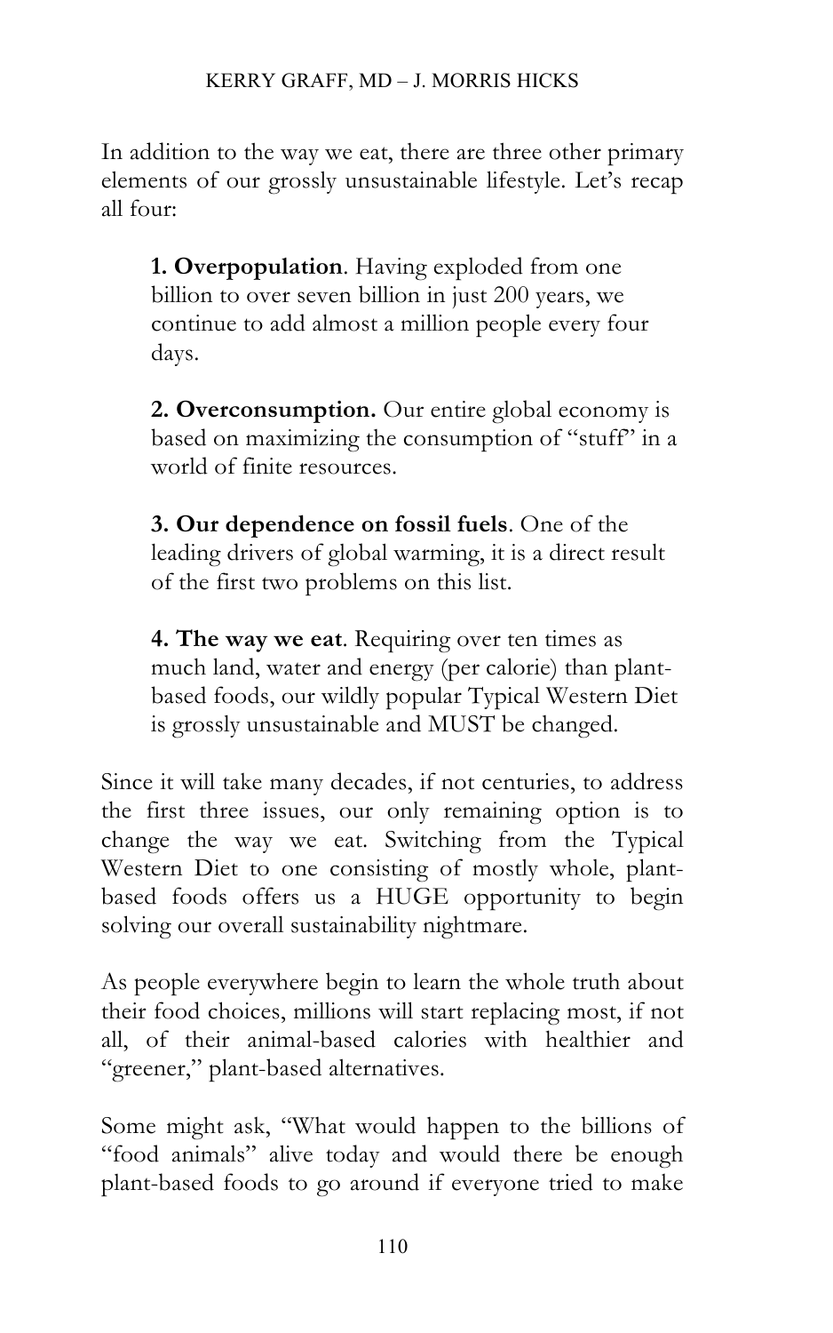In addition to the way we eat, there are three other primary elements of our grossly unsustainable lifestyle. Let's recap all four:

> **1. Overpopulation**. Having exploded from one billion to over seven billion in just 200 years, we continue to add almost a million people every four days.
>
> **2. Overconsumption.** Our entire global economy is based on maximizing the consumption of "stuff" in a world of finite resources.
>
> **3. Our dependence on fossil fuels**. One of the leading drivers of global warming, it is a direct result of the first two problems on this list.
>
> **4. The way we eat**. Requiring over ten times as much land, water and energy (per calorie) than plant-based foods, our wildly popular Typical Western Diet is grossly unsustainable and MUST be changed.

Since it will take many decades, if not centuries, to address the first three issues, our only remaining option is to change the way we eat. Switching from the Typical Western Diet to one consisting of mostly whole, plant-based foods offers us a HUGE opportunity to begin solving our overall sustainability nightmare.

As people everywhere begin to learn the whole truth about their food choices, millions will start replacing most, if not all, of their animal-based calories with healthier and "greener," plant-based alternatives.

Some might ask, "What would happen to the billions of "food animals" alive today and would there be enough plant-based foods to go around if everyone tried to make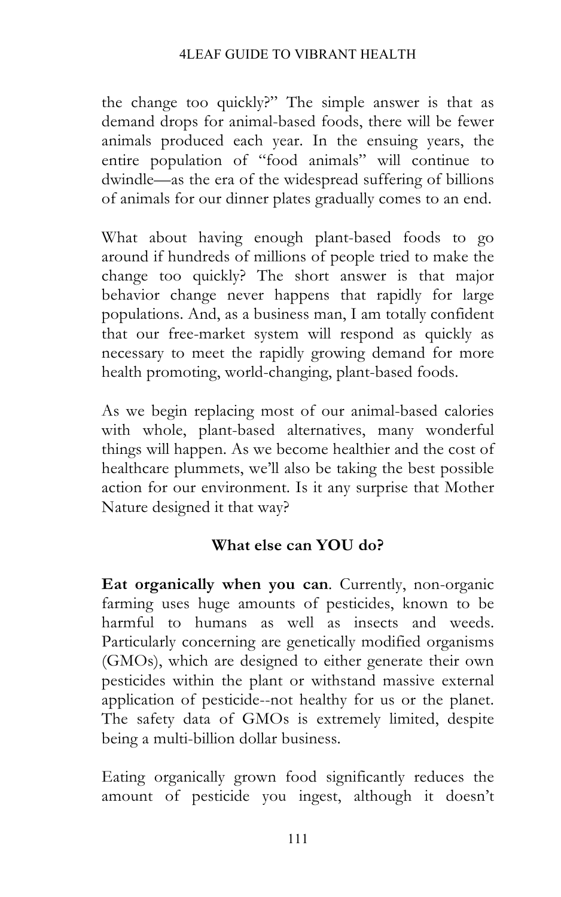the change too quickly?" The simple answer is that as demand drops for animal-based foods, there will be fewer animals produced each year. In the ensuing years, the entire population of "food animals" will continue to dwindle—as the era of the widespread suffering of billions of animals for our dinner plates gradually comes to an end.

What about having enough plant-based foods to go around if hundreds of millions of people tried to make the change too quickly? The short answer is that major behavior change never happens that rapidly for large populations. And, as a business man, I am totally confident that our free-market system will respond as quickly as necessary to meet the rapidly growing demand for more health promoting, world-changing, plant-based foods.

As we begin replacing most of our animal-based calories with whole, plant-based alternatives, many wonderful things will happen. As we become healthier and the cost of healthcare plummets, we'll also be taking the best possible action for our environment. Is it any surprise that Mother Nature designed it that way?

### What else can YOU do?

**Eat organically when you can**. Currently, non-organic farming uses huge amounts of pesticides, known to be harmful to humans as well as insects and weeds. Particularly concerning are genetically modified organisms (GMOs), which are designed to either generate their own pesticides within the plant or withstand massive external application of pesticide--not healthy for us or the planet. The safety data of GMOs is extremely limited, despite being a multi-billion dollar business.

Eating organically grown food significantly reduces the amount of pesticide you ingest, although it doesn't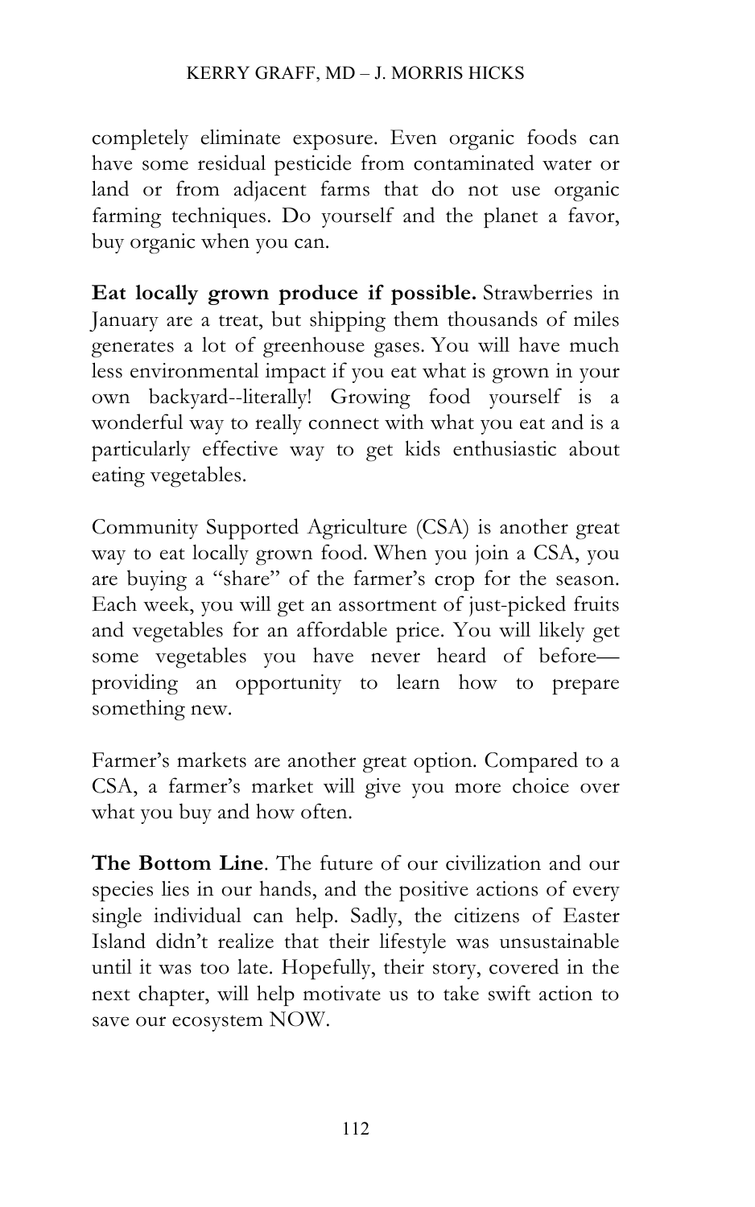completely eliminate exposure. Even organic foods can have some residual pesticide from contaminated water or land or from adjacent farms that do not use organic farming techniques. Do yourself and the planet a favor, buy organic when you can.

**Eat locally grown produce if possible.** Strawberries in January are a treat, but shipping them thousands of miles generates a lot of greenhouse gases. You will have much less environmental impact if you eat what is grown in your own backyard--literally! Growing food yourself is a wonderful way to really connect with what you eat and is a particularly effective way to get kids enthusiastic about eating vegetables.

Community Supported Agriculture (CSA) is another great way to eat locally grown food. When you join a CSA, you are buying a "share" of the farmer's crop for the season. Each week, you will get an assortment of just-picked fruits and vegetables for an affordable price. You will likely get some vegetables you have never heard of before—providing an opportunity to learn how to prepare something new.

Farmer's markets are another great option. Compared to a CSA, a farmer's market will give you more choice over what you buy and how often.

**The Bottom Line**. The future of our civilization and our species lies in our hands, and the positive actions of every single individual can help. Sadly, the citizens of Easter Island didn't realize that their lifestyle was unsustainable until it was too late. Hopefully, their story, covered in the next chapter, will help motivate us to take swift action to save our ecosystem NOW.